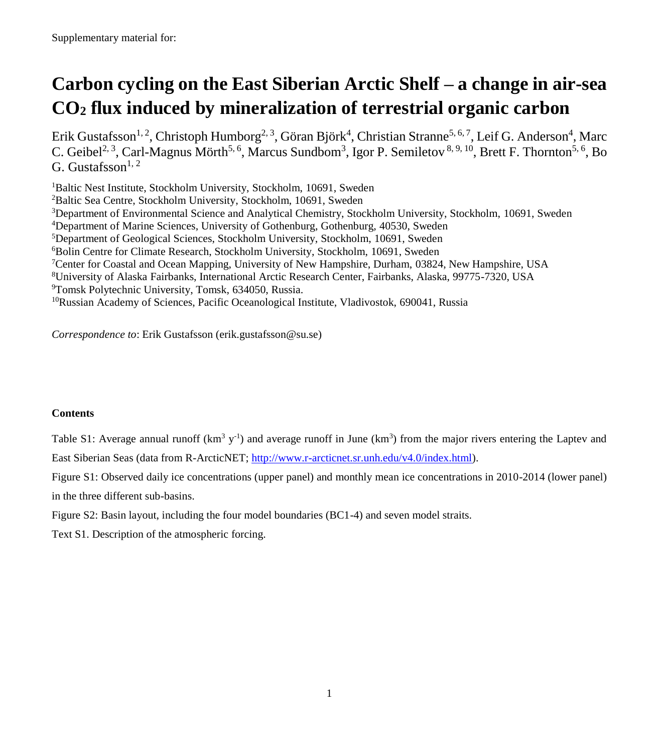Supplementary material for:

# Carbon cycling on the East Siberian Arctic Shelf – a change in air-sea $CO_2$ flux induced by mineralization of terrestrial organic carbon

Erik Gustafsson[1, 2], Christoph Humborg[2, 3], Göran Björk[4], Christian Stranne[5, 6, 7], Leif G. Anderson[4], Marc C. Geibel[2, 3], Carl-Magnus Mörth[5, 6], Marcus Sundbom[3], Igor P. Semiletov[8, 9, 10], Brett F. Thornton[5, 6], Bo G. Gustafsson[1, 2]

[1]Baltic Nest Institute, Stockholm University, Stockholm, 10691, Sweden
[2]Baltic Sea Centre, Stockholm University, Stockholm, 10691, Sweden
[3]Department of Environmental Science and Analytical Chemistry, Stockholm University, Stockholm, 10691, Sweden
[4]Department of Marine Sciences, University of Gothenburg, Gothenburg, 40530, Sweden
[5]Department of Geological Sciences, Stockholm University, Stockholm, 10691, Sweden
[6]Bolin Centre for Climate Research, Stockholm University, Stockholm, 10691, Sweden
[7]Center for Coastal and Ocean Mapping, University of New Hampshire, Durham, 03824, New Hampshire, USA
[8]University of Alaska Fairbanks, International Arctic Research Center, Fairbanks, Alaska, 99775-7320, USA
[9]Tomsk Polytechnic University, Tomsk, 634050, Russia.
[10]Russian Academy of Sciences, Pacific Oceanological Institute, Vladivostok, 690041, Russia

*Correspondence to*: Erik Gustafsson (erik.gustafsson@su.se)

**Contents**

Table S1: Average annual runoff ($km^3\ y^{-1}$) and average runoff in June ($km^3$) from the major rivers entering the Laptev and East Siberian Seas (data from R-ArcticNET; http://www.r-arcticnet.sr.unh.edu/v4.0/index.html).

Figure S1: Observed daily ice concentrations (upper panel) and monthly mean ice concentrations in 2010-2014 (lower panel) in the three different sub-basins.

Figure S2: Basin layout, including the four model boundaries (BC1-4) and seven model straits.

Text S1. Description of the atmospheric forcing.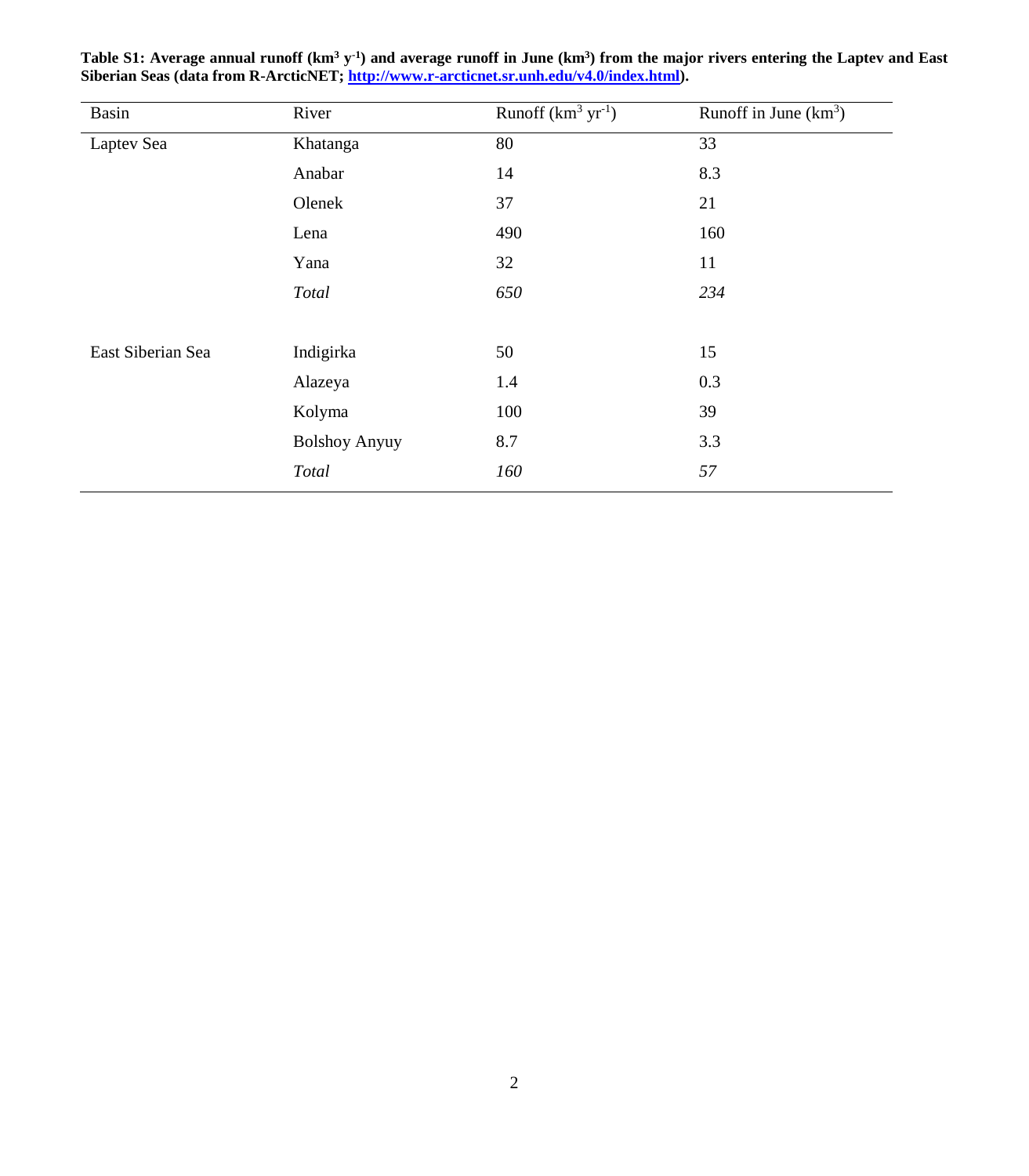**Table S1: Average annual runoff (km$^3$ y$^{-1}$) and average runoff in June (km$^3$) from the major rivers entering the Laptev and East Siberian Seas (data from R-ArcticNET; http://www.r-arcticnet.sr.unh.edu/v4.0/index.html).**

| Basin | River | Runoff (km$^3$ yr$^{-1}$) | Runoff in June (km$^3$) |
|---|---|---|---|
| Laptev Sea | Khatanga | 80 | 33 |
| | Anabar | 14 | 8.3 |
| | Olenek | 37 | 21 |
| | Lena | 490 | 160 |
| | Yana | 32 | 11 |
| | *Total* | *650* | *234* |
| | | | |
| East Siberian Sea | Indigirka | 50 | 15 |
| | Alazeya | 1.4 | 0.3 |
| | Kolyma | 100 | 39 |
| | Bolshoy Anyuy | 8.7 | 3.3 |
| | *Total* | *160* | *57* |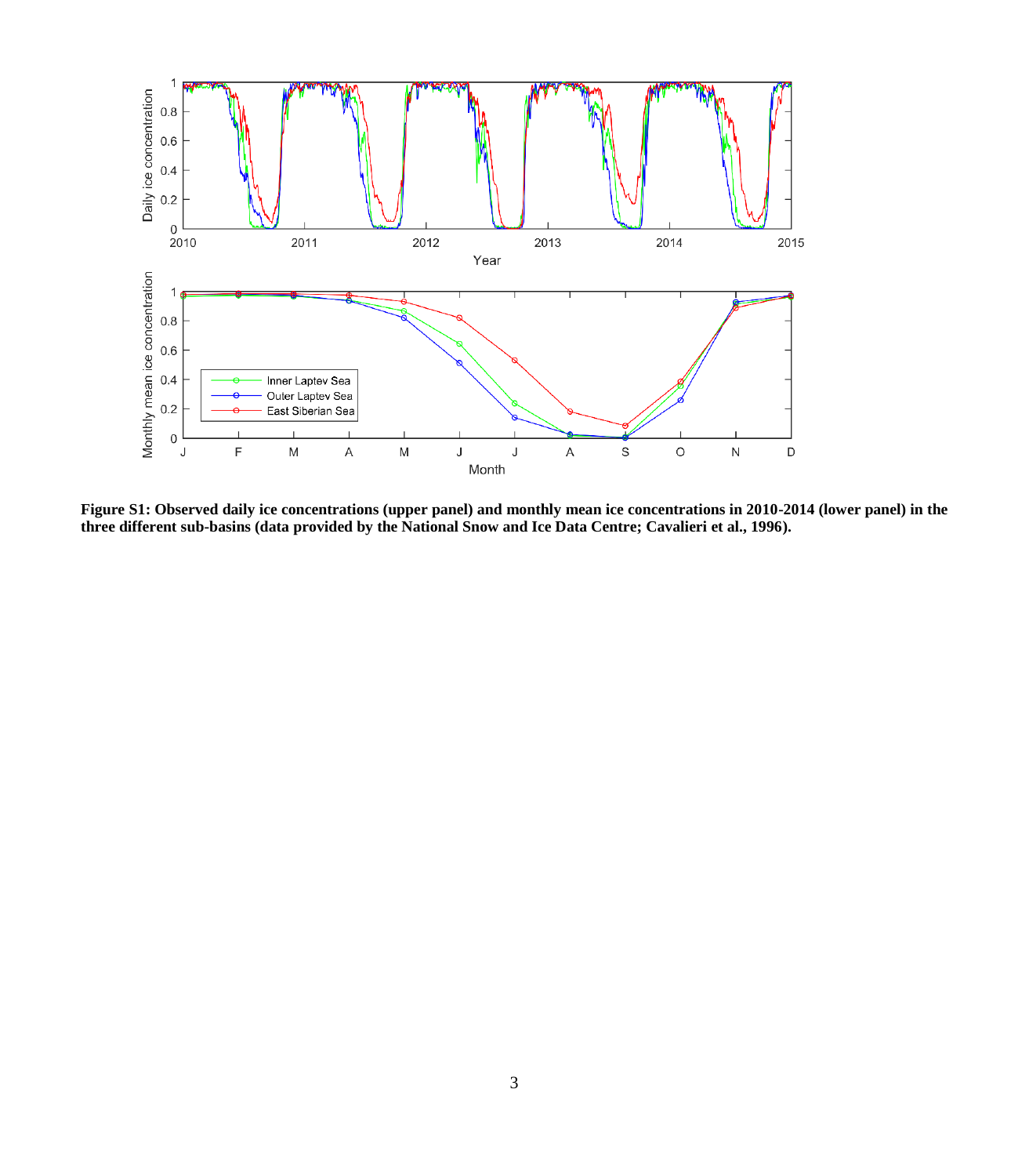**Figure S1: Observed daily ice concentrations (upper panel) and monthly mean ice concentrations in 2010-2014 (lower panel) in the three different sub-basins (data provided by the National Snow and Ice Data Centre; Cavalieri et al., 1996).**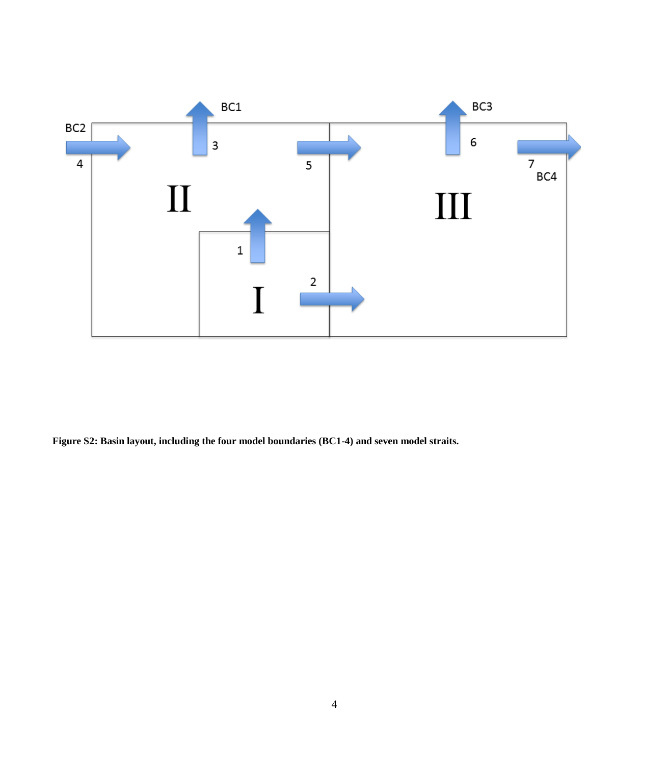**Figure S2: Basin layout, including the four model boundaries (BC1-4) and seven model straits.**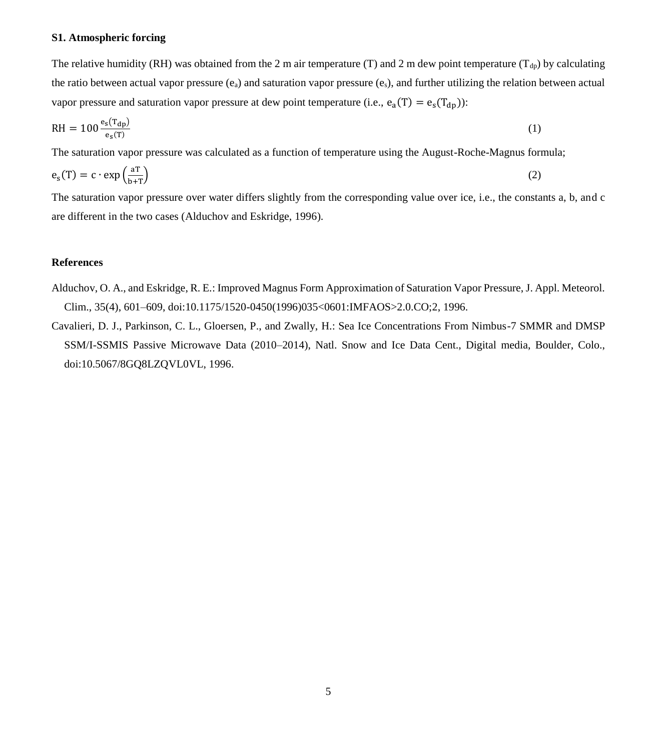**S1. Atmospheric forcing**

The relative humidity (RH) was obtained from the 2 m air temperature (T) and 2 m dew point temperature ($T_{dp}$) by calculating the ratio between actual vapor pressure ($e_a$) and saturation vapor pressure ($e_s$), and further utilizing the relation between actual vapor pressure and saturation vapor pressure at dew point temperature (i.e., $e_a(T) = e_s(T_{dp})$):

$$\mathrm{RH} = 100\,\frac{e_s(T_{dp})}{e_s(T)} \tag{1}$$

The saturation vapor pressure was calculated as a function of temperature using the August-Roche-Magnus formula;

$$e_s(T) = c \cdot \exp\left(\frac{aT}{b+T}\right) \tag{2}$$

The saturation vapor pressure over water differs slightly from the corresponding value over ice, i.e., the constants a, b, and c are different in the two cases (Alduchov and Eskridge, 1996).

**References**

Alduchov, O. A., and Eskridge, R. E.: Improved Magnus Form Approximation of Saturation Vapor Pressure, J. Appl. Meteorol. Clim., 35(4), 601–609, doi:10.1175/1520-0450(1996)035<0601:IMFAOS>2.0.CO;2, 1996.

Cavalieri, D. J., Parkinson, C. L., Gloersen, P., and Zwally, H.: Sea Ice Concentrations From Nimbus-7 SMMR and DMSP SSM/I-SSMIS Passive Microwave Data (2010–2014), Natl. Snow and Ice Data Cent., Digital media, Boulder, Colo., doi:10.5067/8GQ8LZQVL0VL, 1996.